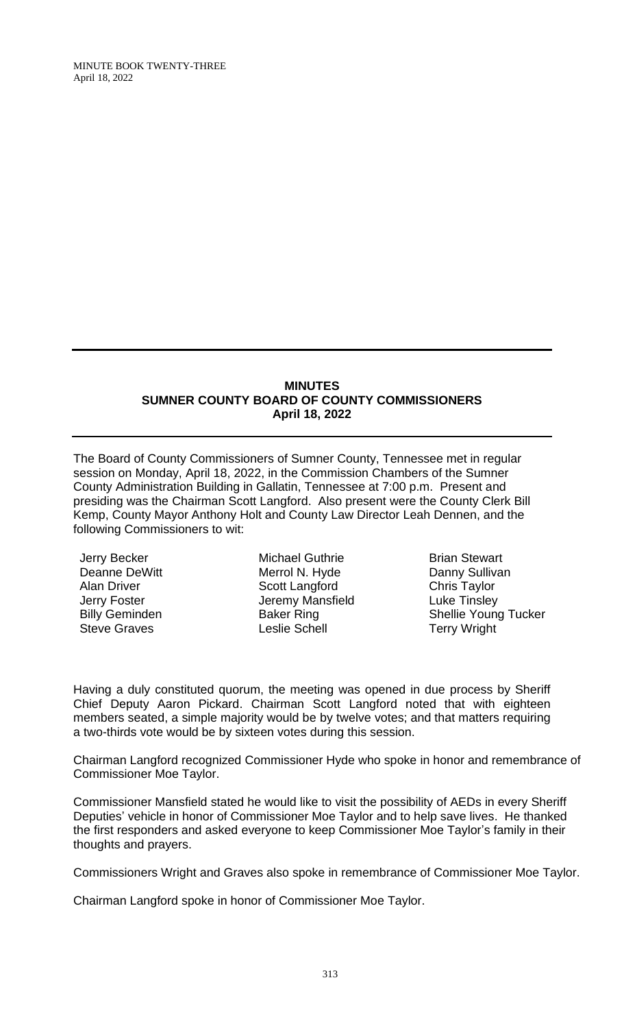# MINUTES
## SUMNER COUNTY BOARD OF COUNTY COMMISSIONERS
## April 18, 2022

The Board of County Commissioners of Sumner County, Tennessee met in regular session on Monday, April 18, 2022, in the Commission Chambers of the Sumner County Administration Building in Gallatin, Tennessee at 7:00 p.m. Present and presiding was the Chairman Scott Langford. Also present were the County Clerk Bill Kemp, County Mayor Anthony Holt and County Law Director Leah Dennen, and the following Commissioners to wit:

| | | |
|---|---|---|
| Jerry Becker | Michael Guthrie | Brian Stewart |
| Deanne DeWitt | Merrol N. Hyde | Danny Sullivan |
| Alan Driver | Scott Langford | Chris Taylor |
| Jerry Foster | Jeremy Mansfield | Luke Tinsley |
| Billy Geminden | Baker Ring | Shellie Young Tucker |
| Steve Graves | Leslie Schell | Terry Wright |

Having a duly constituted quorum, the meeting was opened in due process by Sheriff Chief Deputy Aaron Pickard. Chairman Scott Langford noted that with eighteen members seated, a simple majority would be by twelve votes; and that matters requiring a two-thirds vote would be by sixteen votes during this session.

Chairman Langford recognized Commissioner Hyde who spoke in honor and remembrance of Commissioner Moe Taylor.

Commissioner Mansfield stated he would like to visit the possibility of AEDs in every Sheriff Deputies' vehicle in honor of Commissioner Moe Taylor and to help save lives. He thanked the first responders and asked everyone to keep Commissioner Moe Taylor's family in their thoughts and prayers.

Commissioners Wright and Graves also spoke in remembrance of Commissioner Moe Taylor.

Chairman Langford spoke in honor of Commissioner Moe Taylor.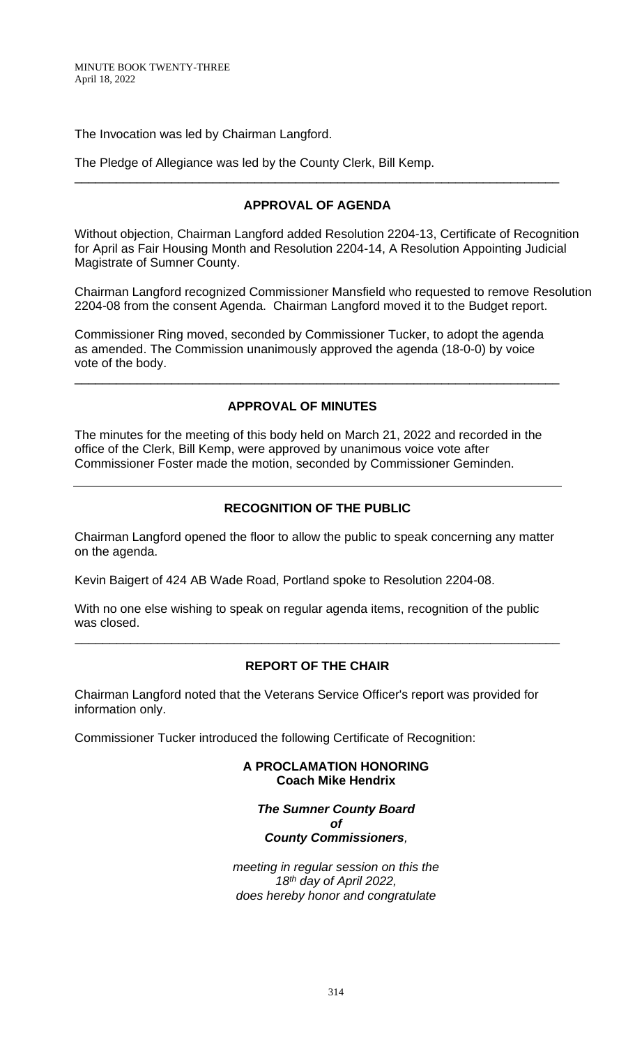The Invocation was led by Chairman Langford.

The Pledge of Allegiance was led by the County Clerk, Bill Kemp.

---

## APPROVAL OF AGENDA

Without objection, Chairman Langford added Resolution 2204-13, Certificate of Recognition for April as Fair Housing Month and Resolution 2204-14, A Resolution Appointing Judicial Magistrate of Sumner County.

Chairman Langford recognized Commissioner Mansfield who requested to remove Resolution 2204-08 from the consent Agenda. Chairman Langford moved it to the Budget report.

Commissioner Ring moved, seconded by Commissioner Tucker, to adopt the agenda as amended. The Commission unanimously approved the agenda (18-0-0) by voice vote of the body.

---

## APPROVAL OF MINUTES

The minutes for the meeting of this body held on March 21, 2022 and recorded in the office of the Clerk, Bill Kemp, were approved by unanimous voice vote after Commissioner Foster made the motion, seconded by Commissioner Geminden.

---

## RECOGNITION OF THE PUBLIC

Chairman Langford opened the floor to allow the public to speak concerning any matter on the agenda.

Kevin Baigert of 424 AB Wade Road, Portland spoke to Resolution 2204-08.

With no one else wishing to speak on regular agenda items, recognition of the public was closed.

---

## REPORT OF THE CHAIR

Chairman Langford noted that the Veterans Service Officer's report was provided for information only.

Commissioner Tucker introduced the following Certificate of Recognition:

**A PROCLAMATION HONORING**
**Coach Mike Hendrix**

***The Sumner County Board***
***of***
***County Commissioners,***

*meeting in regular session on this the 18th day of April 2022, does hereby honor and congratulate*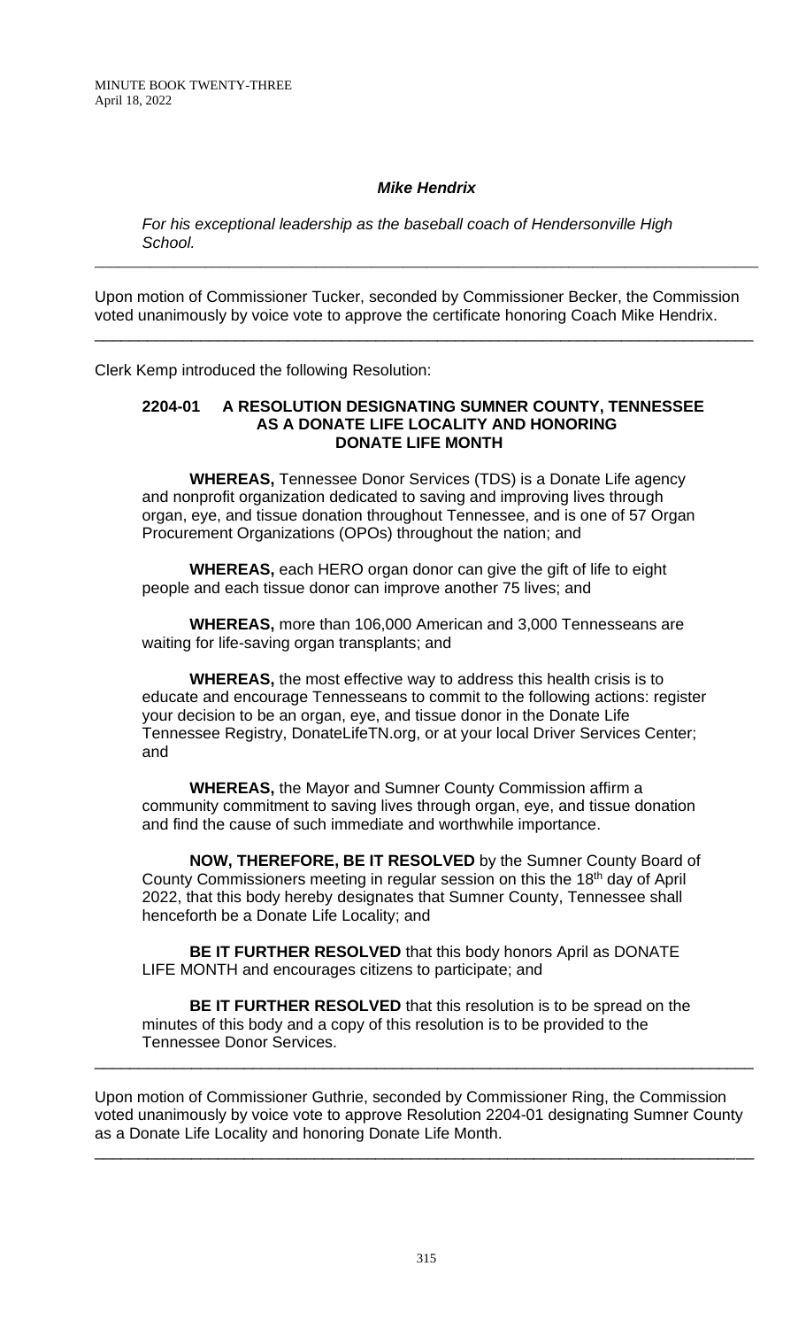***Mike Hendrix***

*For his exceptional leadership as the baseball coach of Hendersonville High School.*

---

Upon motion of Commissioner Tucker, seconded by Commissioner Becker, the Commission voted unanimously by voice vote to approve the certificate honoring Coach Mike Hendrix.

---

Clerk Kemp introduced the following Resolution:

**2204-01 A RESOLUTION DESIGNATING SUMNER COUNTY, TENNESSEE AS A DONATE LIFE LOCALITY AND HONORING DONATE LIFE MONTH**

**WHEREAS,** Tennessee Donor Services (TDS) is a Donate Life agency and nonprofit organization dedicated to saving and improving lives through organ, eye, and tissue donation throughout Tennessee, and is one of 57 Organ Procurement Organizations (OPOs) throughout the nation; and

**WHEREAS,** each HERO organ donor can give the gift of life to eight people and each tissue donor can improve another 75 lives; and

**WHEREAS,** more than 106,000 American and 3,000 Tennesseans are waiting for life-saving organ transplants; and

**WHEREAS,** the most effective way to address this health crisis is to educate and encourage Tennesseans to commit to the following actions: register your decision to be an organ, eye, and tissue donor in the Donate Life Tennessee Registry, DonateLifeTN.org, or at your local Driver Services Center; and

**WHEREAS,** the Mayor and Sumner County Commission affirm a community commitment to saving lives through organ, eye, and tissue donation and find the cause of such immediate and worthwhile importance.

**NOW, THEREFORE, BE IT RESOLVED** by the Sumner County Board of County Commissioners meeting in regular session on this the 18th day of April 2022, that this body hereby designates that Sumner County, Tennessee shall henceforth be a Donate Life Locality; and

**BE IT FURTHER RESOLVED** that this body honors April as DONATE LIFE MONTH and encourages citizens to participate; and

**BE IT FURTHER RESOLVED** that this resolution is to be spread on the minutes of this body and a copy of this resolution is to be provided to the Tennessee Donor Services.

---

Upon motion of Commissioner Guthrie, seconded by Commissioner Ring, the Commission voted unanimously by voice vote to approve Resolution 2204-01 designating Sumner County as a Donate Life Locality and honoring Donate Life Month.

---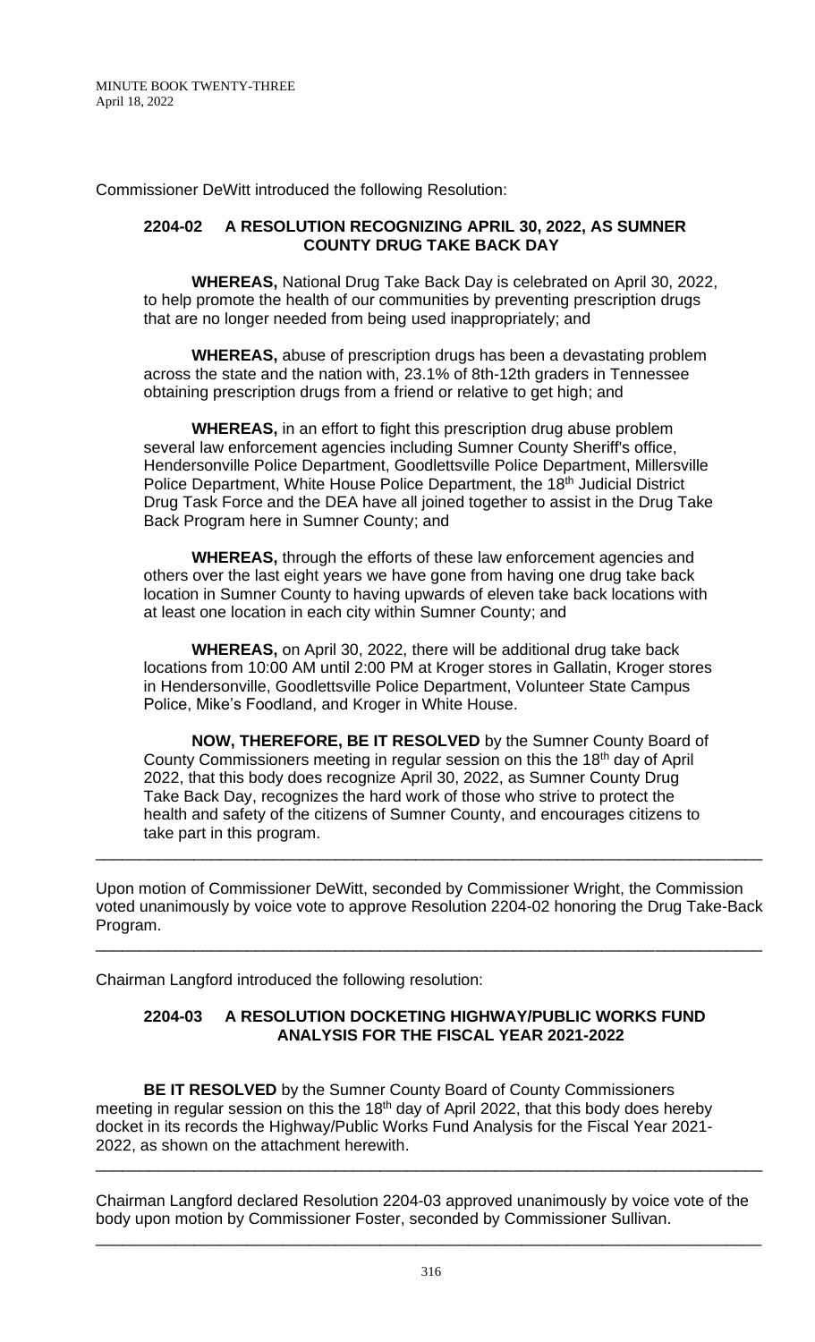Commissioner DeWitt introduced the following Resolution:

**2204-02 A RESOLUTION RECOGNIZING APRIL 30, 2022, AS SUMNER COUNTY DRUG TAKE BACK DAY**

**WHEREAS,** National Drug Take Back Day is celebrated on April 30, 2022, to help promote the health of our communities by preventing prescription drugs that are no longer needed from being used inappropriately; and

**WHEREAS,** abuse of prescription drugs has been a devastating problem across the state and the nation with, 23.1% of 8th-12th graders in Tennessee obtaining prescription drugs from a friend or relative to get high; and

**WHEREAS,** in an effort to fight this prescription drug abuse problem several law enforcement agencies including Sumner County Sheriff's office, Hendersonville Police Department, Goodlettsville Police Department, Millersville Police Department, White House Police Department, the 18th Judicial District Drug Task Force and the DEA have all joined together to assist in the Drug Take Back Program here in Sumner County; and

**WHEREAS,** through the efforts of these law enforcement agencies and others over the last eight years we have gone from having one drug take back location in Sumner County to having upwards of eleven take back locations with at least one location in each city within Sumner County; and

**WHEREAS,** on April 30, 2022, there will be additional drug take back locations from 10:00 AM until 2:00 PM at Kroger stores in Gallatin, Kroger stores in Hendersonville, Goodlettsville Police Department, Volunteer State Campus Police, Mike's Foodland, and Kroger in White House.

**NOW, THEREFORE, BE IT RESOLVED** by the Sumner County Board of County Commissioners meeting in regular session on this the 18th day of April 2022, that this body does recognize April 30, 2022, as Sumner County Drug Take Back Day, recognizes the hard work of those who strive to protect the health and safety of the citizens of Sumner County, and encourages citizens to take part in this program.

---

Upon motion of Commissioner DeWitt, seconded by Commissioner Wright, the Commission voted unanimously by voice vote to approve Resolution 2204-02 honoring the Drug Take-Back Program.

---

Chairman Langford introduced the following resolution:

**2204-03 A RESOLUTION DOCKETING HIGHWAY/PUBLIC WORKS FUND ANALYSIS FOR THE FISCAL YEAR 2021-2022**

**BE IT RESOLVED** by the Sumner County Board of County Commissioners meeting in regular session on this the 18th day of April 2022, that this body does hereby docket in its records the Highway/Public Works Fund Analysis for the Fiscal Year 2021-2022, as shown on the attachment herewith.

---

Chairman Langford declared Resolution 2204-03 approved unanimously by voice vote of the body upon motion by Commissioner Foster, seconded by Commissioner Sullivan.

---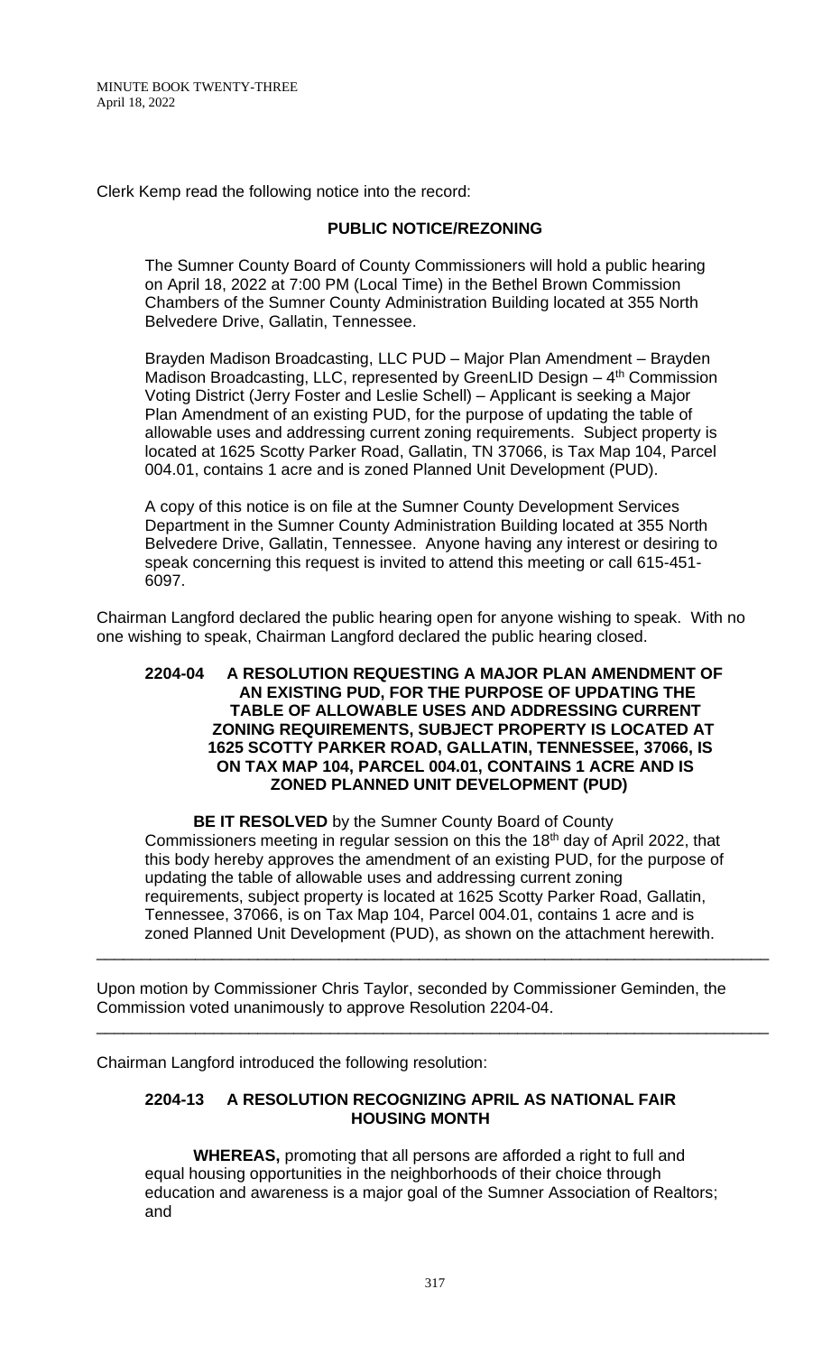Clerk Kemp read the following notice into the record:

**PUBLIC NOTICE/REZONING**

The Sumner County Board of County Commissioners will hold a public hearing on April 18, 2022 at 7:00 PM (Local Time) in the Bethel Brown Commission Chambers of the Sumner County Administration Building located at 355 North Belvedere Drive, Gallatin, Tennessee.

Brayden Madison Broadcasting, LLC PUD – Major Plan Amendment – Brayden Madison Broadcasting, LLC, represented by GreenLID Design – 4th Commission Voting District (Jerry Foster and Leslie Schell) – Applicant is seeking a Major Plan Amendment of an existing PUD, for the purpose of updating the table of allowable uses and addressing current zoning requirements. Subject property is located at 1625 Scotty Parker Road, Gallatin, TN 37066, is Tax Map 104, Parcel 004.01, contains 1 acre and is zoned Planned Unit Development (PUD).

A copy of this notice is on file at the Sumner County Development Services Department in the Sumner County Administration Building located at 355 North Belvedere Drive, Gallatin, Tennessee. Anyone having any interest or desiring to speak concerning this request is invited to attend this meeting or call 615-451-6097.

Chairman Langford declared the public hearing open for anyone wishing to speak. With no one wishing to speak, Chairman Langford declared the public hearing closed.

**2204-04 A RESOLUTION REQUESTING A MAJOR PLAN AMENDMENT OF AN EXISTING PUD, FOR THE PURPOSE OF UPDATING THE TABLE OF ALLOWABLE USES AND ADDRESSING CURRENT ZONING REQUIREMENTS, SUBJECT PROPERTY IS LOCATED AT 1625 SCOTTY PARKER ROAD, GALLATIN, TENNESSEE, 37066, IS ON TAX MAP 104, PARCEL 004.01, CONTAINS 1 ACRE AND IS ZONED PLANNED UNIT DEVELOPMENT (PUD)**

**BE IT RESOLVED** by the Sumner County Board of County Commissioners meeting in regular session on this the 18th day of April 2022, that this body hereby approves the amendment of an existing PUD, for the purpose of updating the table of allowable uses and addressing current zoning requirements, subject property is located at 1625 Scotty Parker Road, Gallatin, Tennessee, 37066, is on Tax Map 104, Parcel 004.01, contains 1 acre and is zoned Planned Unit Development (PUD), as shown on the attachment herewith.

---

Upon motion by Commissioner Chris Taylor, seconded by Commissioner Geminden, the Commission voted unanimously to approve Resolution 2204-04.

---

Chairman Langford introduced the following resolution:

**2204-13 A RESOLUTION RECOGNIZING APRIL AS NATIONAL FAIR HOUSING MONTH**

**WHEREAS,** promoting that all persons are afforded a right to full and equal housing opportunities in the neighborhoods of their choice through education and awareness is a major goal of the Sumner Association of Realtors; and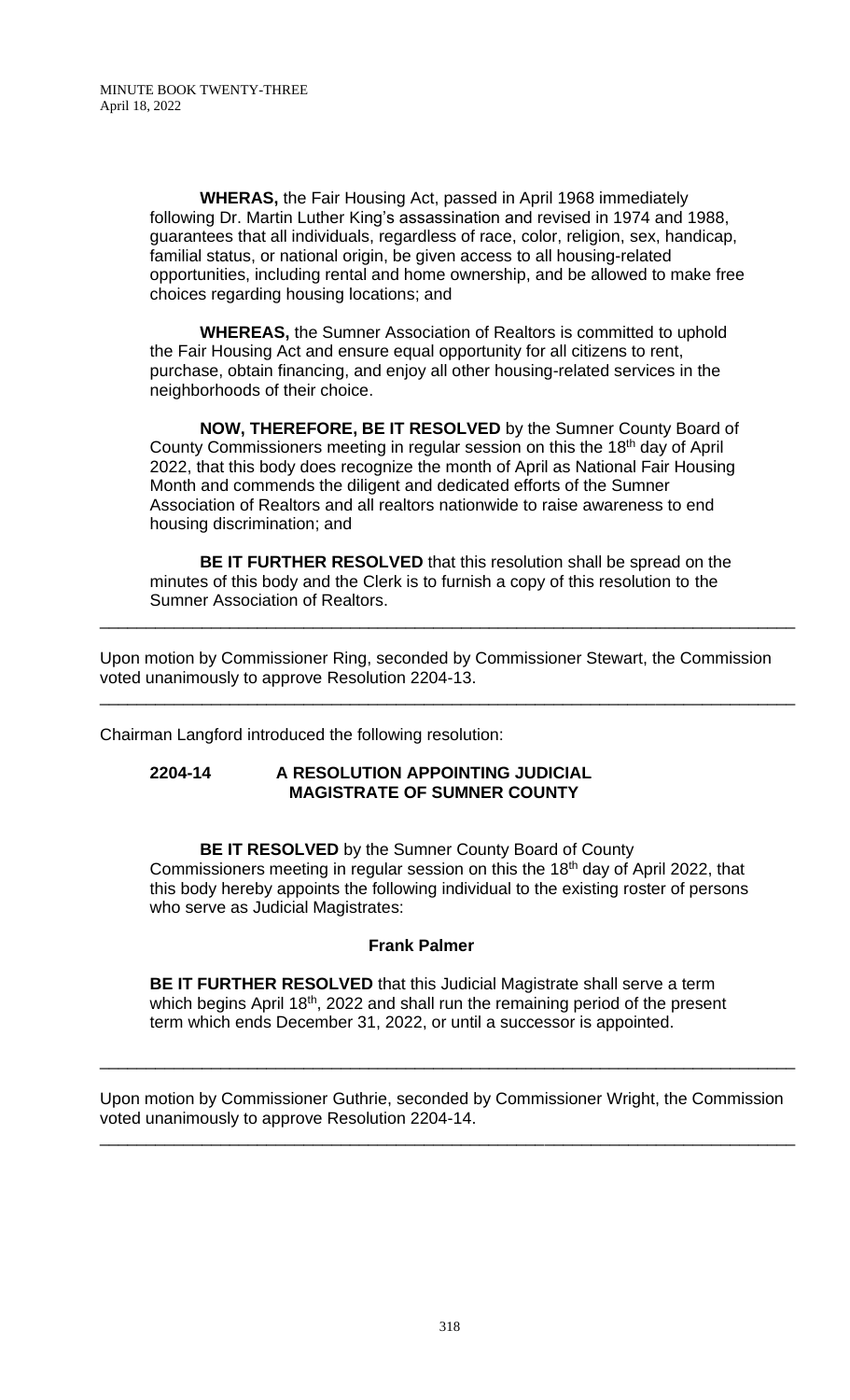**WHERAS,** the Fair Housing Act, passed in April 1968 immediately following Dr. Martin Luther King's assassination and revised in 1974 and 1988, guarantees that all individuals, regardless of race, color, religion, sex, handicap, familial status, or national origin, be given access to all housing-related opportunities, including rental and home ownership, and be allowed to make free choices regarding housing locations; and

**WHEREAS,** the Sumner Association of Realtors is committed to uphold the Fair Housing Act and ensure equal opportunity for all citizens to rent, purchase, obtain financing, and enjoy all other housing-related services in the neighborhoods of their choice.

**NOW, THEREFORE, BE IT RESOLVED** by the Sumner County Board of County Commissioners meeting in regular session on this the 18th day of April 2022, that this body does recognize the month of April as National Fair Housing Month and commends the diligent and dedicated efforts of the Sumner Association of Realtors and all realtors nationwide to raise awareness to end housing discrimination; and

**BE IT FURTHER RESOLVED** that this resolution shall be spread on the minutes of this body and the Clerk is to furnish a copy of this resolution to the Sumner Association of Realtors.

---

Upon motion by Commissioner Ring, seconded by Commissioner Stewart, the Commission voted unanimously to approve Resolution 2204-13.

---

Chairman Langford introduced the following resolution:

**2204-14 A RESOLUTION APPOINTING JUDICIAL MAGISTRATE OF SUMNER COUNTY**

**BE IT RESOLVED** by the Sumner County Board of County Commissioners meeting in regular session on this the 18th day of April 2022, that this body hereby appoints the following individual to the existing roster of persons who serve as Judicial Magistrates:

**Frank Palmer**

**BE IT FURTHER RESOLVED** that this Judicial Magistrate shall serve a term which begins April 18th, 2022 and shall run the remaining period of the present term which ends December 31, 2022, or until a successor is appointed.

---

Upon motion by Commissioner Guthrie, seconded by Commissioner Wright, the Commission voted unanimously to approve Resolution 2204-14.

---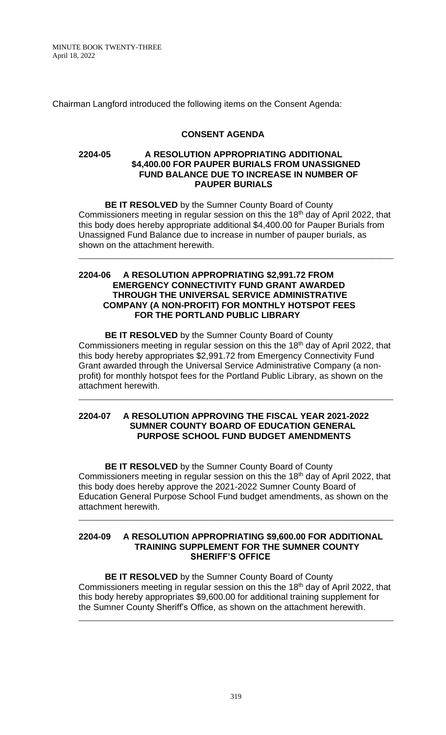Chairman Langford introduced the following items on the Consent Agenda:

## CONSENT AGENDA

### 2204-05 A RESOLUTION APPROPRIATING ADDITIONAL $4,400.00 FOR PAUPER BURIALS FROM UNASSIGNED FUND BALANCE DUE TO INCREASE IN NUMBER OF PAUPER BURIALS

**BE IT RESOLVED** by the Sumner County Board of County Commissioners meeting in regular session on this the 18th day of April 2022, that this body does hereby appropriate additional $4,400.00 for Pauper Burials from Unassigned Fund Balance due to increase in number of pauper burials, as shown on the attachment herewith.

---

### 2204-06 A RESOLUTION APPROPRIATING $2,991.72 FROM EMERGENCY CONNECTIVITY FUND GRANT AWARDED THROUGH THE UNIVERSAL SERVICE ADMINISTRATIVE COMPANY (A NON-PROFIT) FOR MONTHLY HOTSPOT FEES FOR THE PORTLAND PUBLIC LIBRARY

**BE IT RESOLVED** by the Sumner County Board of County Commissioners meeting in regular session on this the 18th day of April 2022, that this body hereby appropriates $2,991.72 from Emergency Connectivity Fund Grant awarded through the Universal Service Administrative Company (a non-profit) for monthly hotspot fees for the Portland Public Library, as shown on the attachment herewith.

---

### 2204-07 A RESOLUTION APPROVING THE FISCAL YEAR 2021-2022 SUMNER COUNTY BOARD OF EDUCATION GENERAL PURPOSE SCHOOL FUND BUDGET AMENDMENTS

**BE IT RESOLVED** by the Sumner County Board of County Commissioners meeting in regular session on this the 18th day of April 2022, that this body does hereby approve the 2021-2022 Sumner County Board of Education General Purpose School Fund budget amendments, as shown on the attachment herewith.

---

### 2204-09 A RESOLUTION APPROPRIATING $9,600.00 FOR ADDITIONAL TRAINING SUPPLEMENT FOR THE SUMNER COUNTY SHERIFF'S OFFICE

**BE IT RESOLVED** by the Sumner County Board of County Commissioners meeting in regular session on this the 18th day of April 2022, that this body hereby appropriates $9,600.00 for additional training supplement for the Sumner County Sheriff's Office, as shown on the attachment herewith.

---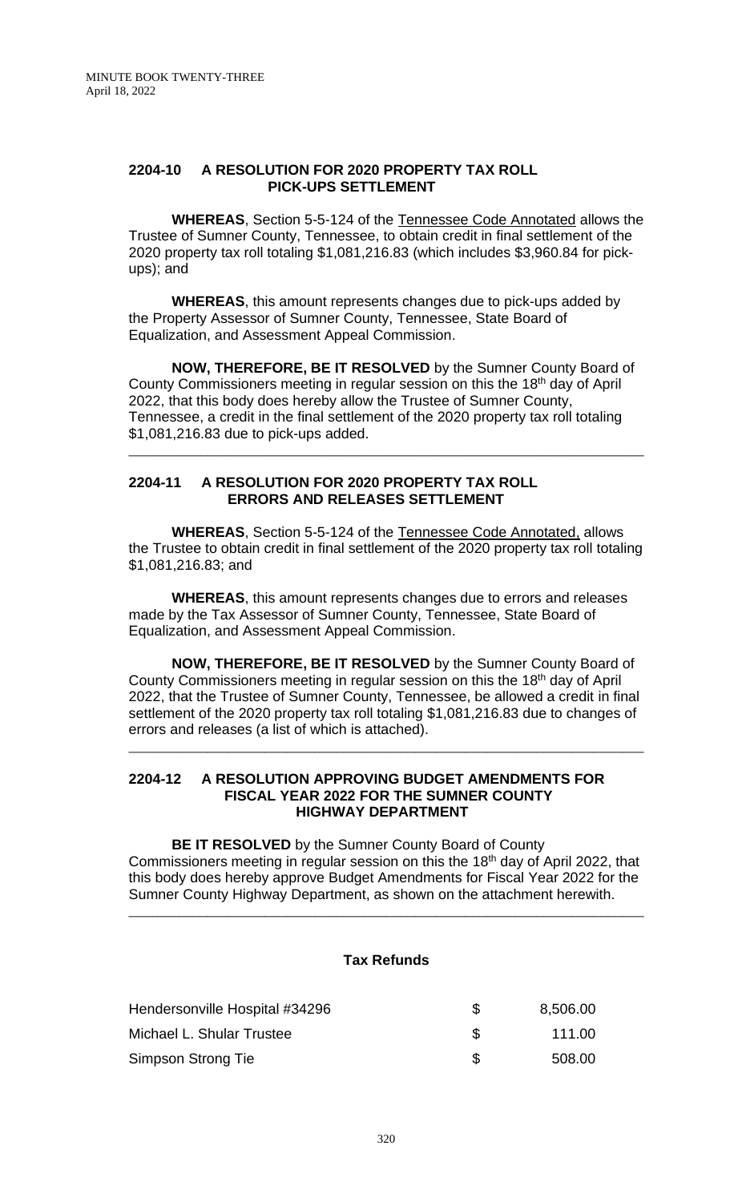## 2204-10 A RESOLUTION FOR 2020 PROPERTY TAX ROLL PICK-UPS SETTLEMENT

**WHEREAS**, Section 5-5-124 of the Tennessee Code Annotated allows the Trustee of Sumner County, Tennessee, to obtain credit in final settlement of the 2020 property tax roll totaling $1,081,216.83 (which includes $3,960.84 for pick-ups); and

**WHEREAS**, this amount represents changes due to pick-ups added by the Property Assessor of Sumner County, Tennessee, State Board of Equalization, and Assessment Appeal Commission.

**NOW, THEREFORE, BE IT RESOLVED** by the Sumner County Board of County Commissioners meeting in regular session on this the 18th day of April 2022, that this body does hereby allow the Trustee of Sumner County, Tennessee, a credit in the final settlement of the 2020 property tax roll totaling $1,081,216.83 due to pick-ups added.

---

## 2204-11 A RESOLUTION FOR 2020 PROPERTY TAX ROLL ERRORS AND RELEASES SETTLEMENT

**WHEREAS**, Section 5-5-124 of the Tennessee Code Annotated, allows the Trustee to obtain credit in final settlement of the 2020 property tax roll totaling $1,081,216.83; and

**WHEREAS**, this amount represents changes due to errors and releases made by the Tax Assessor of Sumner County, Tennessee, State Board of Equalization, and Assessment Appeal Commission.

**NOW, THEREFORE, BE IT RESOLVED** by the Sumner County Board of County Commissioners meeting in regular session on this the 18th day of April 2022, that the Trustee of Sumner County, Tennessee, be allowed a credit in final settlement of the 2020 property tax roll totaling $1,081,216.83 due to changes of errors and releases (a list of which is attached).

---

## 2204-12 A RESOLUTION APPROVING BUDGET AMENDMENTS FOR FISCAL YEAR 2022 FOR THE SUMNER COUNTY HIGHWAY DEPARTMENT

**BE IT RESOLVED** by the Sumner County Board of County Commissioners meeting in regular session on this the 18th day of April 2022, that this body does hereby approve Budget Amendments for Fiscal Year 2022 for the Sumner County Highway Department, as shown on the attachment herewith.

---

### Tax Refunds

| | | |
|---|---|---|
| Hendersonville Hospital #34296 | $ | 8,506.00 |
| Michael L. Shular Trustee | $ | 111.00 |
| Simpson Strong Tie | $ | 508.00 |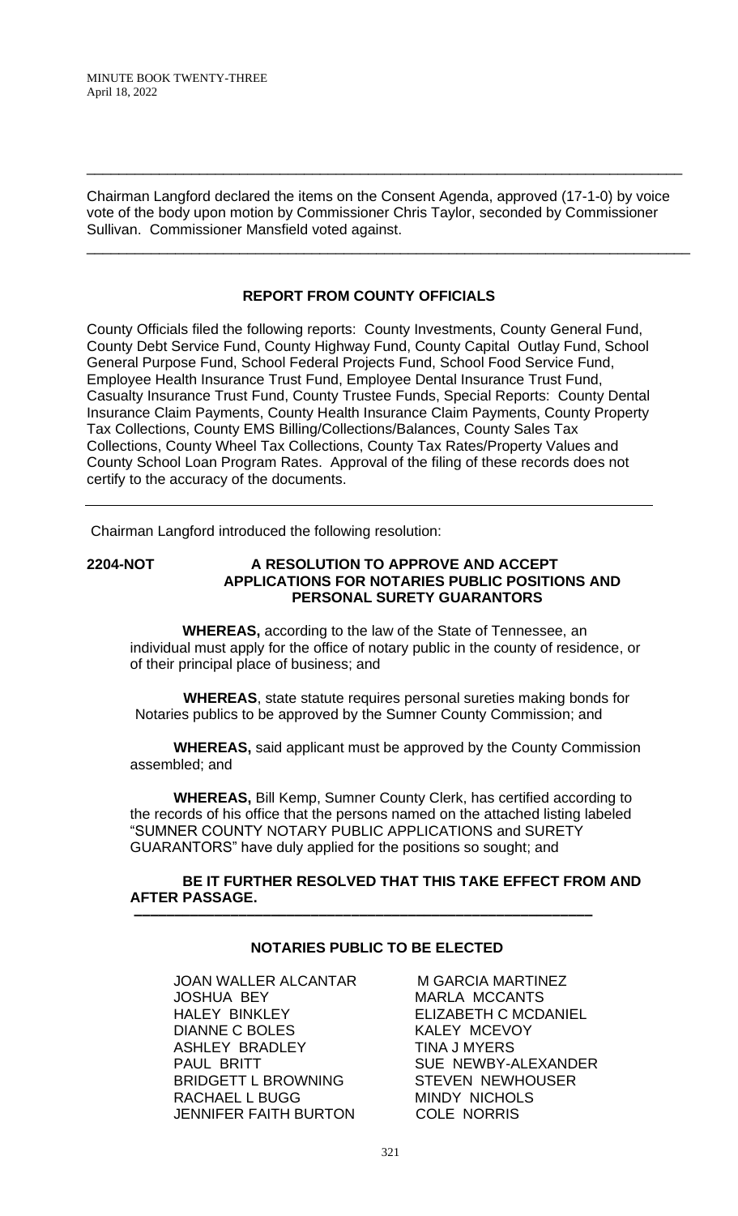---

Chairman Langford declared the items on the Consent Agenda, approved (17-1-0) by voice vote of the body upon motion by Commissioner Chris Taylor, seconded by Commissioner Sullivan. Commissioner Mansfield voted against.

---

## REPORT FROM COUNTY OFFICIALS

County Officials filed the following reports: County Investments, County General Fund, County Debt Service Fund, County Highway Fund, County Capital Outlay Fund, School General Purpose Fund, School Federal Projects Fund, School Food Service Fund, Employee Health Insurance Trust Fund, Employee Dental Insurance Trust Fund, Casualty Insurance Trust Fund, County Trustee Funds, Special Reports: County Dental Insurance Claim Payments, County Health Insurance Claim Payments, County Property Tax Collections, County EMS Billing/Collections/Balances, County Sales Tax Collections, County Wheel Tax Collections, County Tax Rates/Property Values and County School Loan Program Rates. Approval of the filing of these records does not certify to the accuracy of the documents.

---

Chairman Langford introduced the following resolution:

**2204-NOT A RESOLUTION TO APPROVE AND ACCEPT APPLICATIONS FOR NOTARIES PUBLIC POSITIONS AND PERSONAL SURETY GUARANTORS**

**WHEREAS,** according to the law of the State of Tennessee, an individual must apply for the office of notary public in the county of residence, or of their principal place of business; and

**WHEREAS**, state statute requires personal sureties making bonds for Notaries publics to be approved by the Sumner County Commission; and

**WHEREAS,** said applicant must be approved by the County Commission assembled; and

**WHEREAS,** Bill Kemp, Sumner County Clerk, has certified according to the records of his office that the persons named on the attached listing labeled "SUMNER COUNTY NOTARY PUBLIC APPLICATIONS and SURETY GUARANTORS" have duly applied for the positions so sought; and

**BE IT FURTHER RESOLVED THAT THIS TAKE EFFECT FROM AND AFTER PASSAGE.**

---

**NOTARIES PUBLIC TO BE ELECTED**

| | |
|---|---|
| JOAN WALLER ALCANTAR | M GARCIA MARTINEZ |
| JOSHUA BEY | MARLA MCCANTS |
| HALEY BINKLEY | ELIZABETH C MCDANIEL |
| DIANNE C BOLES | KALEY MCEVOY |
| ASHLEY BRADLEY | TINA J MYERS |
| PAUL BRITT | SUE NEWBY-ALEXANDER |
| BRIDGETT L BROWNING | STEVEN NEWHOUSER |
| RACHAEL L BUGG | MINDY NICHOLS |
| JENNIFER FAITH BURTON | COLE NORRIS |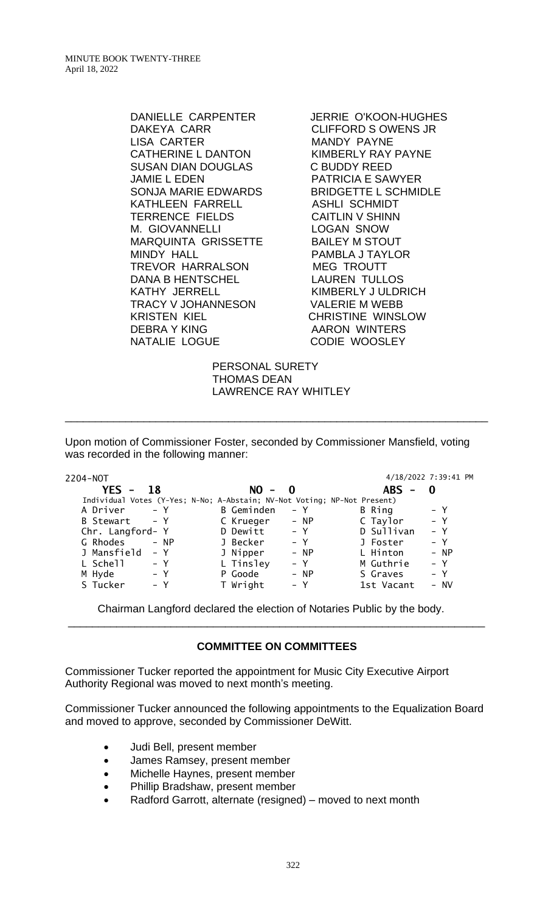DANIELLE CARPENTER
DAKEYA CARR
LISA CARTER
CATHERINE L DANTON
SUSAN DIAN DOUGLAS
JAMIE L EDEN
SONJA MARIE EDWARDS
KATHLEEN FARRELL
TERRENCE FIELDS
M. GIOVANNELLI
MARQUINTA GRISSETTE
MINDY HALL
TREVOR HARRALSON
DANA B HENTSCHEL
KATHY JERRELL
TRACY V JOHANNESON
KRISTEN KIEL
DEBRA Y KING
NATALIE LOGUE
JERRIE O'KOON-HUGHES
CLIFFORD S OWENS JR
MANDY PAYNE
KIMBERLY RAY PAYNE
C BUDDY REED
PATRICIA E SAWYER
BRIDGETTE L SCHMIDLE
ASHLI SCHMIDT
CAITLIN V SHINN
LOGAN SNOW
BAILEY M STOUT
PAMBLA J TAYLOR
MEG TROUTT
LAUREN TULLOS
KIMBERLY J ULDRICH
VALERIE M WEBB
CHRISTINE WINSLOW
AARON WINTERS
CODIE WOOSLEY

PERSONAL SURETY
THOMAS DEAN
LAWRENCE RAY WHITLEY

---

Upon motion of Commissioner Foster, seconded by Commissioner Mansfield, voting was recorded in the following manner:

2204-NOT 4/18/2022 7:39:41 PM

**YES - 18** **NO - 0** **ABS - 0**

Individual Votes (Y-Yes; N-No; A-Abstain; NV-Not Voting; NP-Not Present)

| | | | | | |
|---|---|---|---|---|---|
| A Driver | - Y | B Geminden | - Y | B Ring | - Y |
| B Stewart | - Y | C Krueger | - NP | C Taylor | - Y |
| Chr. Langford | - Y | D Dewitt | - Y | D Sullivan | - Y |
| G Rhodes | - NP | J Becker | - Y | J Foster | - Y |
| J Mansfield | - Y | J Nipper | - NP | L Hinton | - NP |
| L Schell | - Y | L Tinsley | - Y | M Guthrie | - Y |
| M Hyde | - Y | P Goode | - NP | S Graves | - Y |
| S Tucker | - Y | T Wright | - Y | 1st Vacant | - NV |

Chairman Langford declared the election of Notaries Public by the body.

---

## COMMITTEE ON COMMITTEES

Commissioner Tucker reported the appointment for Music City Executive Airport Authority Regional was moved to next month's meeting.

Commissioner Tucker announced the following appointments to the Equalization Board and moved to approve, seconded by Commissioner DeWitt.

- Judi Bell, present member
- James Ramsey, present member
- Michelle Haynes, present member
- Phillip Bradshaw, present member
- Radford Garrott, alternate (resigned) – moved to next month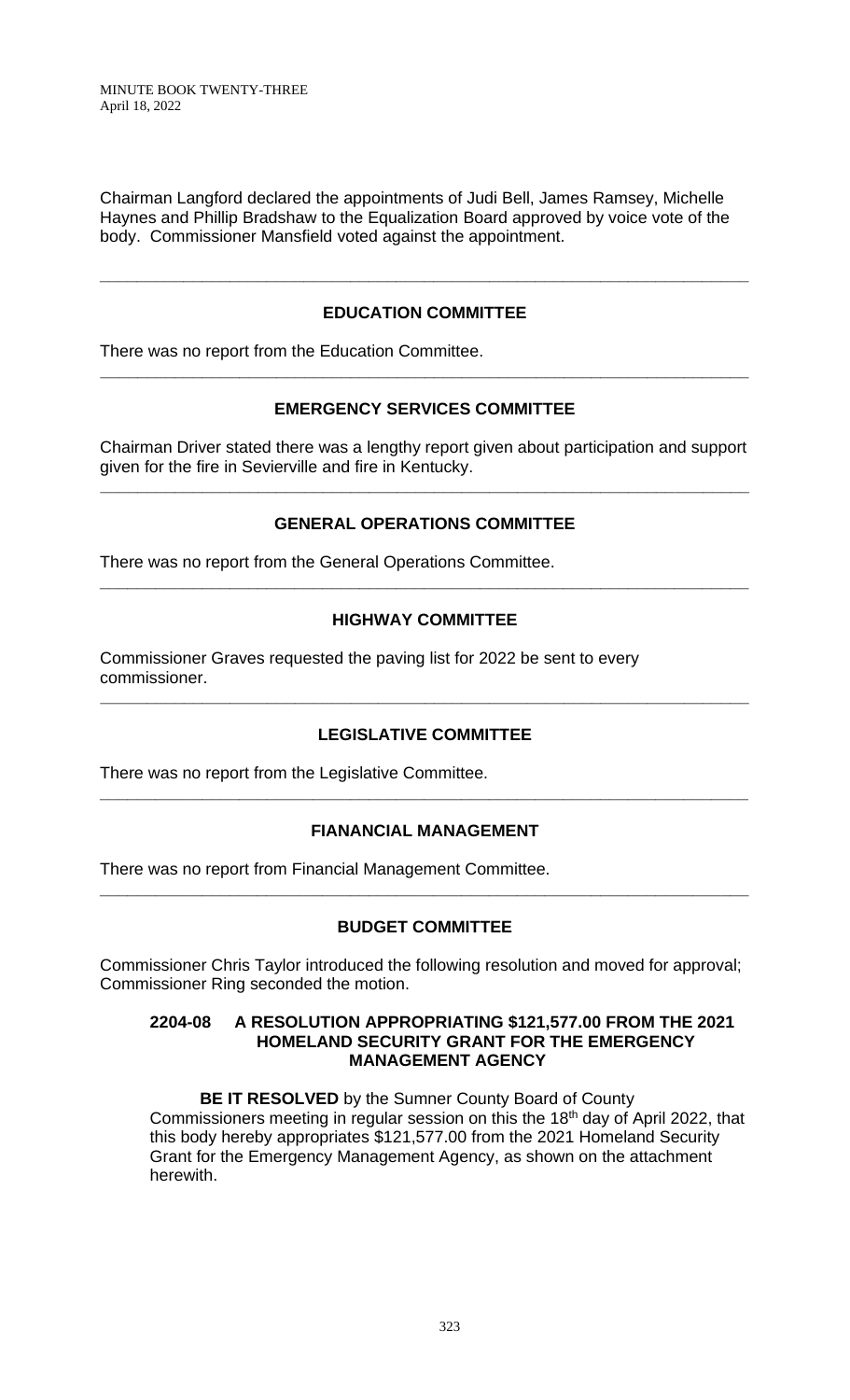Chairman Langford declared the appointments of Judi Bell, James Ramsey, Michelle Haynes and Phillip Bradshaw to the Equalization Board approved by voice vote of the body. Commissioner Mansfield voted against the appointment.

---

## EDUCATION COMMITTEE

There was no report from the Education Committee.

---

## EMERGENCY SERVICES COMMITTEE

Chairman Driver stated there was a lengthy report given about participation and support given for the fire in Sevierville and fire in Kentucky.

---

## GENERAL OPERATIONS COMMITTEE

There was no report from the General Operations Committee.

---

## HIGHWAY COMMITTEE

Commissioner Graves requested the paving list for 2022 be sent to every commissioner.

---

## LEGISLATIVE COMMITTEE

There was no report from the Legislative Committee.

---

## FIANANCIAL MANAGEMENT

There was no report from Financial Management Committee.

---

## BUDGET COMMITTEE

Commissioner Chris Taylor introduced the following resolution and moved for approval; Commissioner Ring seconded the motion.

**2204-08 A RESOLUTION APPROPRIATING \$121,577.00 FROM THE 2021 HOMELAND SECURITY GRANT FOR THE EMERGENCY MANAGEMENT AGENCY**

**BE IT RESOLVED** by the Sumner County Board of County Commissioners meeting in regular session on this the 18th day of April 2022, that this body hereby appropriates \$121,577.00 from the 2021 Homeland Security Grant for the Emergency Management Agency, as shown on the attachment herewith.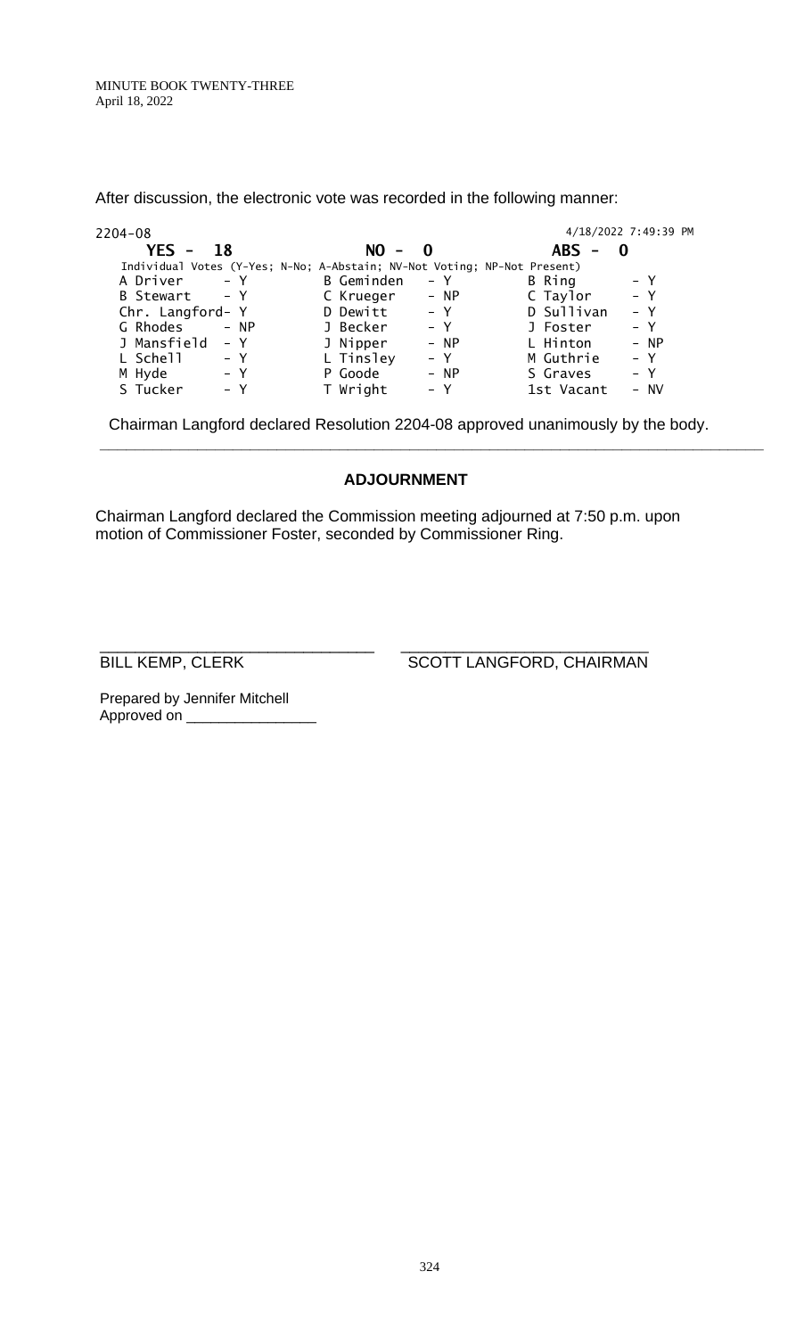After discussion, the electronic vote was recorded in the following manner:

2204-08 4/18/2022 7:49:39 PM

**YES - 18** **NO - 0** **ABS - 0**

Individual Votes (Y-Yes; N-No; A-Abstain; NV-Not Voting; NP-Not Present)

| | | | | | |
|---|---|---|---|---|---|
| A Driver | - Y | B Geminden | - Y | B Ring | - Y |
| B Stewart | - Y | C Krueger | - NP | C Taylor | - Y |
| Chr. Langford | - Y | D Dewitt | - Y | D Sullivan | - Y |
| G Rhodes | - NP | J Becker | - Y | J Foster | - Y |
| J Mansfield | - Y | J Nipper | - NP | L Hinton | - NP |
| L Schell | - Y | L Tinsley | - Y | M Guthrie | - Y |
| M Hyde | - Y | P Goode | - NP | S Graves | - Y |
| S Tucker | - Y | T Wright | - Y | 1st Vacant | - NV |

Chairman Langford declared Resolution 2204-08 approved unanimously by the body.

---

## ADJOURNMENT

Chairman Langford declared the Commission meeting adjourned at 7:50 p.m. upon motion of Commissioner Foster, seconded by Commissioner Ring.

_______________________________ _______________________________

BILL KEMP, CLERK SCOTT LANGFORD, CHAIRMAN

Prepared by Jennifer Mitchell
Approved on _______________